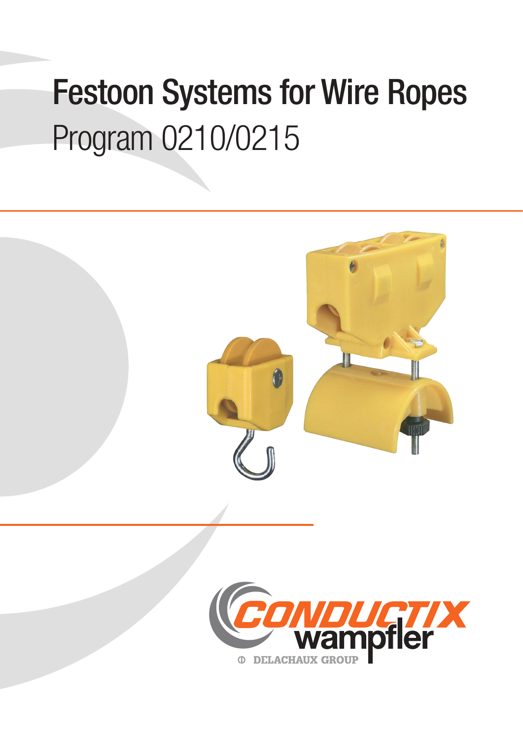# Festoon Systems for Wire Ropes

## Program 0210/0215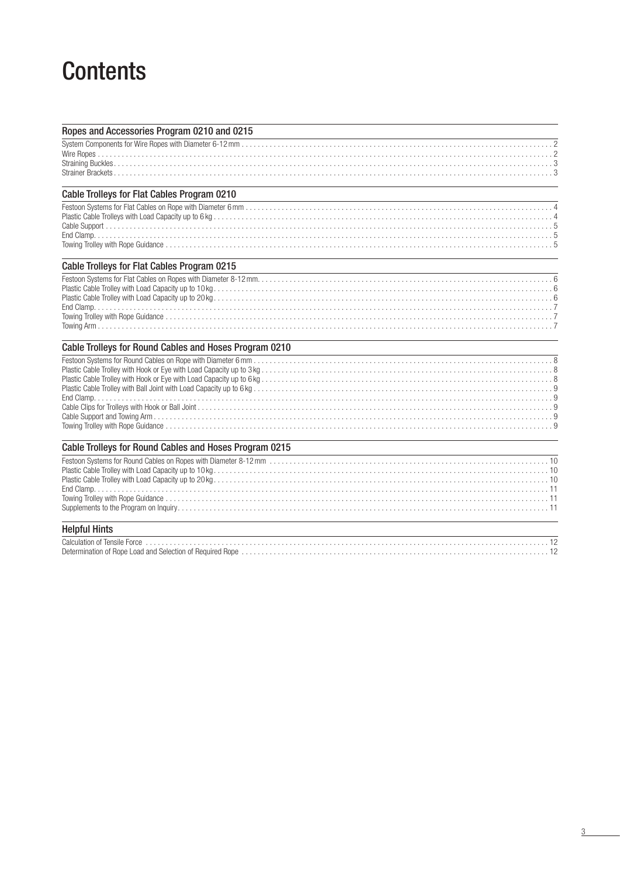# Contents

## Ropes and Accessories Program 0210 and 0215

System Components for Wire Ropes with Diameter 6-12 mm . . . . . . . . . . 2
Wire Ropes . . . . . . . . . . 2
Straining Buckles . . . . . . . . . . 3
Strainer Brackets . . . . . . . . . . 3

## Cable Trolleys for Flat Cables Program 0210

Festoon Systems for Flat Cables on Rope with Diameter 6 mm . . . . . . . . . . 4
Plastic Cable Trolleys with Load Capacity up to 6 kg . . . . . . . . . . 4
Cable Support . . . . . . . . . . 5
End Clamp . . . . . . . . . . 5
Towing Trolley with Rope Guidance . . . . . . . . . . 5

## Cable Trolleys for Flat Cables Program 0215

Festoon Systems for Flat Cables on Ropes with Diameter 8-12 mm . . . . . . . . . . 6
Plastic Cable Trolley with Load Capacity up to 10 kg . . . . . . . . . . 6
Plastic Cable Trolley with Load Capacity up to 20 kg . . . . . . . . . . 6
End Clamp . . . . . . . . . . 7
Towing Trolley with Rope Guidance . . . . . . . . . . 7
Towing Arm . . . . . . . . . . 7

## Cable Trolleys for Round Cables and Hoses Program 0210

Festoon Systems for Round Cables on Rope with Diameter 6 mm . . . . . . . . . . 8
Plastic Cable Trolley with Hook or Eye with Load Capacity up to 3 kg . . . . . . . . . . 8
Plastic Cable Trolley with Hook or Eye with Load Capacity up to 6 kg . . . . . . . . . . 8
Plastic Cable Trolley with Ball Joint with Load Capacity up to 6 kg . . . . . . . . . . 9
End Clamp . . . . . . . . . . 9
Cable Clips for Trolleys with Hook or Ball Joint . . . . . . . . . . 9
Cable Support and Towing Arm . . . . . . . . . . 9
Towing Trolley with Rope Guidance . . . . . . . . . . 9

## Cable Trolleys for Round Cables and Hoses Program 0215

Festoon Systems for Round Cables on Ropes with Diameter 8-12 mm . . . . . . . . . . 10
Plastic Cable Trolley with Load Capacity up to 10 kg . . . . . . . . . . 10
Plastic Cable Trolley with Load Capacity up to 20 kg . . . . . . . . . . 10
End Clamp . . . . . . . . . . 11
Towing Trolley with Rope Guidance . . . . . . . . . . 11
Supplements to the Program on Inquiry . . . . . . . . . . 11

## Helpful Hints

Calculation of Tensile Force . . . . . . . . . . 12
Determination of Rope Load and Selection of Required Rope . . . . . . . . . . 12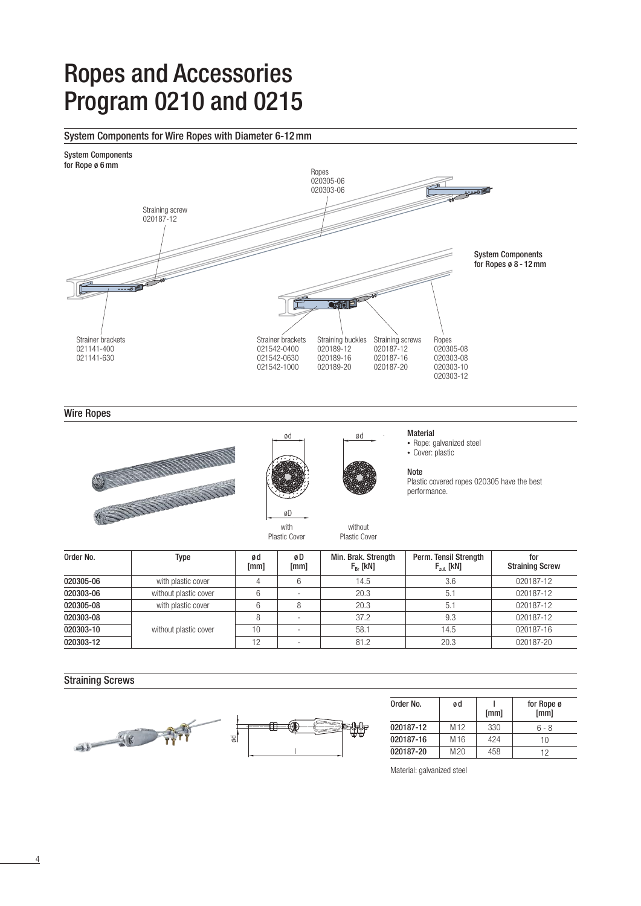# Ropes and Accessories Program 0210 and 0215

## System Components for Wire Ropes with Diameter 6-12 mm

System Components for Rope ø 6 mm

Ropes 020305-06 020303-06

Straining screw 020187-12

System Components for Ropes ø 8 - 12 mm

Strainer brackets 021141-400 021141-630

Strainer brackets 021542-0400 021542-0630 021542-1000

Straining buckles 020189-12 020189-16 020189-20

Straining screws 020187-12 020187-16 020187-20

Ropes 020305-08 020303-08 020303-10 020303-12

## Wire Ropes

ød

øD

with Plastic Cover

without Plastic Cover

**Material**

- Rope: galvanized steel
- Cover: plastic

**Note**

Plastic covered ropes 020305 have the best performance.

| Order No. | Type | ø d [mm] | ø D [mm] | Min. Brak. Strength $F_{Br}$ [kN] | Perm. Tensil Strength $F_{zul.}$ [kN] | for Straining Screw |
|---|---|---|---|---|---|---|
| **020305-06** | with plastic cover | 4 | 6 | 14.5 | 3.6 | 020187-12 |
| **020303-06** | without plastic cover | 6 | - | 20.3 | 5.1 | 020187-12 |
| **020305-08** | with plastic cover | 6 | 8 | 20.3 | 5.1 | 020187-12 |
| **020303-08** | without plastic cover | 8 | - | 37.2 | 9.3 | 020187-12 |
| **020303-10** | | 10 | - | 58.1 | 14.5 | 020187-16 |
| **020303-12** | | 12 | - | 81.2 | 20.3 | 020187-20 |

## Straining Screws

ød

l

| Order No. | ø d | l [mm] | for Rope ø [mm] |
|---|---|---|---|
| **020187-12** | M12 | 330 | 6 - 8 |
| **020187-16** | M16 | 424 | 10 |
| **020187-20** | M20 | 458 | 12 |

Material: galvanized steel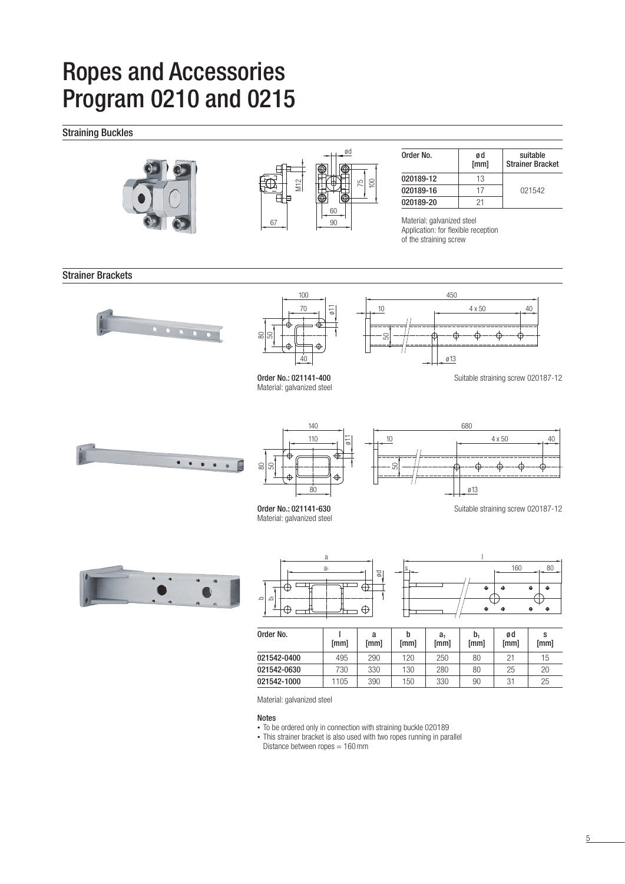# Ropes and Accessories Program 0210 and 0215

## Straining Buckles

| Order No. | ø d [mm] | suitable Strainer Bracket |
|---|---|---|
| 020189-12 | 13 | 021542 |
| 020189-16 | 17 | |
| 020189-20 | 21 | |

Material: galvanized steel
Application: for flexible reception of the straining screw

## Strainer Brackets

**Order No.: 021141-400**
Material: galvanized steel

Suitable straining screw 020187-12

**Order No.: 021141-630**
Material: galvanized steel

Suitable straining screw 020187-12

| Order No. | l [mm] | a [mm] | b [mm] | $a_1$ [mm] | $b_1$ [mm] | ø d [mm] | s [mm] |
|---|---|---|---|---|---|---|---|
| 021542-0400 | 495 | 290 | 120 | 250 | 80 | 21 | 15 |
| 021542-0630 | 730 | 330 | 130 | 280 | 80 | 25 | 20 |
| 021542-1000 | 1105 | 390 | 150 | 330 | 90 | 31 | 25 |

Material: galvanized steel

**Notes**

- To be ordered only in connection with straining buckle 020189
- This strainer bracket is also used with two ropes running in parallel
  Distance between ropes = 160 mm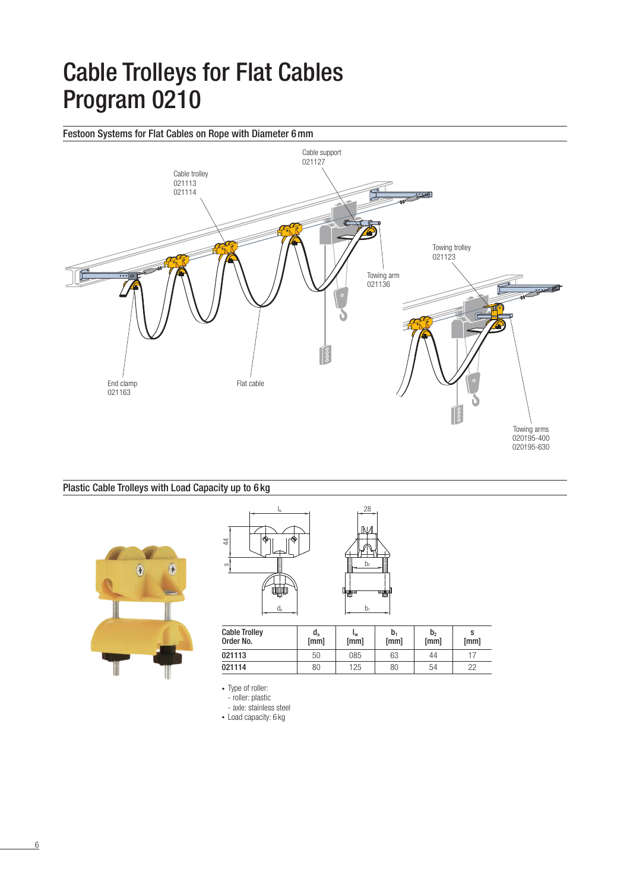# Cable Trolleys for Flat Cables Program 0210

## Festoon Systems for Flat Cables on Rope with Diameter 6 mm

Cable support 021127

Cable trolley 021113 021114

Towing trolley 021123

Towing arm 021136

End clamp 021163

Flat cable

Towing arms 020195-400 020195-630

## Plastic Cable Trolleys with Load Capacity up to 6 kg

| Cable Trolley Order No. | $d_a$ [mm] | $l_w$ [mm] | $b_1$ [mm] | $b_2$ [mm] | s [mm] |
|---|---|---|---|---|---|
| **021113** | 50 | 085 | 63 | 44 | 17 |
| **021114** | 80 | 125 | 80 | 54 | 22 |

- Type of roller:
  - roller: plastic
  - axle: stainless steel
- Load capacity: 6 kg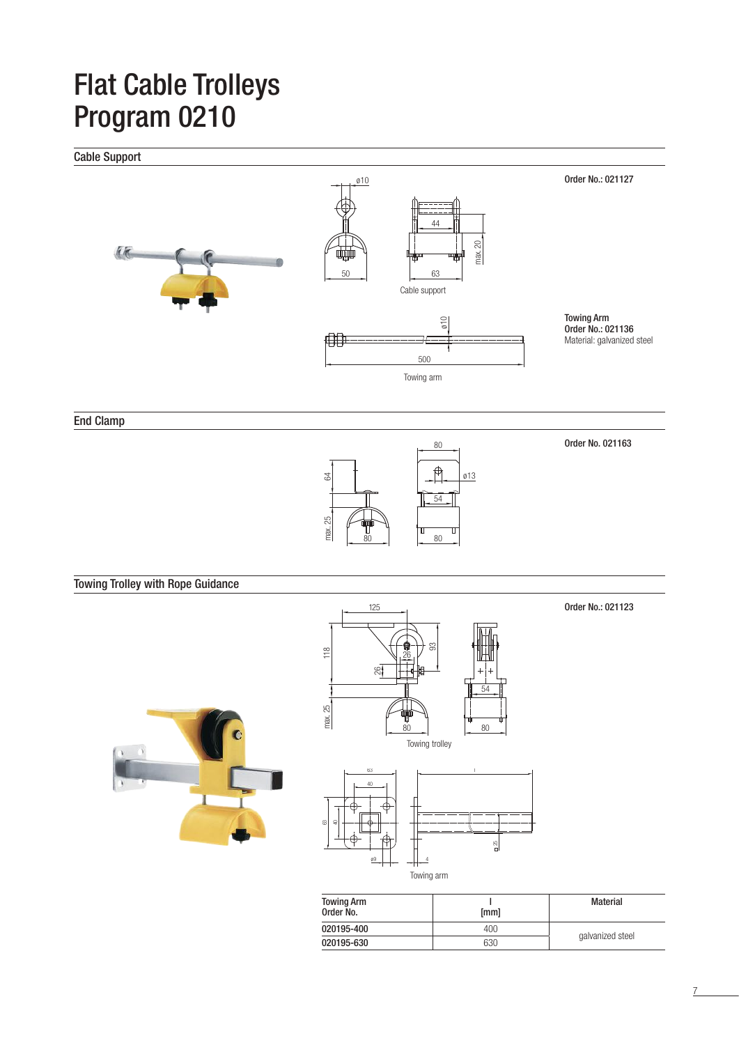# Flat Cable Trolleys Program 0210

## Cable Support

Order No.: 021127

Cable support

Towing Arm
Order No.: 021136
Material: galvanized steel

Towing arm

## End Clamp

Order No. 021163

## Towing Trolley with Rope Guidance

Order No.: 021123

Towing trolley

Towing arm

| Towing Arm Order No. | l [mm] | Material |
|---|---|---|
| 020195-400 | 400 | galvanized steel |
| 020195-630 | 630 | |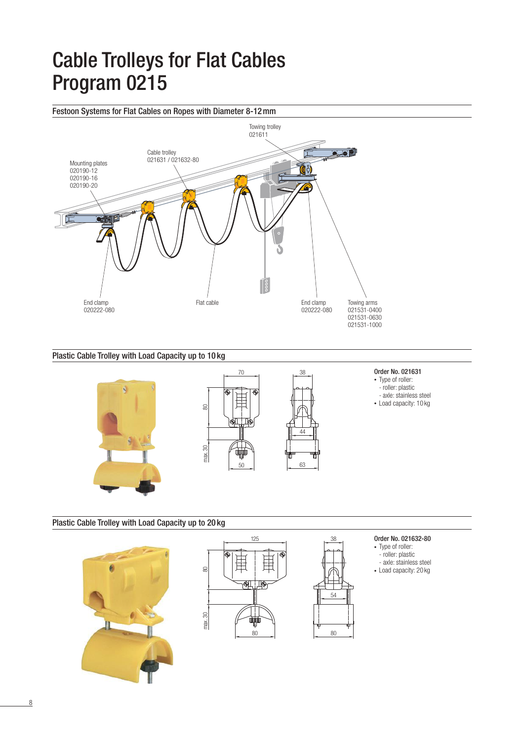# Cable Trolleys for Flat Cables Program 0215

## Festoon Systems for Flat Cables on Ropes with Diameter 8-12 mm

Towing trolley
021611

Cable trolley
021631 / 021632-80

Mounting plates
020190-12
020190-16
020190-20

End clamp
020222-080

Flat cable

End clamp
020222-080

Towing arms
021531-0400
021531-0630
021531-1000

## Plastic Cable Trolley with Load Capacity up to 10 kg

70
80
max. 30
50
38
44
63

**Order No. 021631**

- Type of roller:
  - roller: plastic
  - axle: stainless steel
- Load capacity: 10 kg

## Plastic Cable Trolley with Load Capacity up to 20 kg

125
80
max. 30
80
38
54
80

**Order No. 021632-80**

- Type of roller:
  - roller: plastic
  - axle: stainless steel
- Load capacity: 20 kg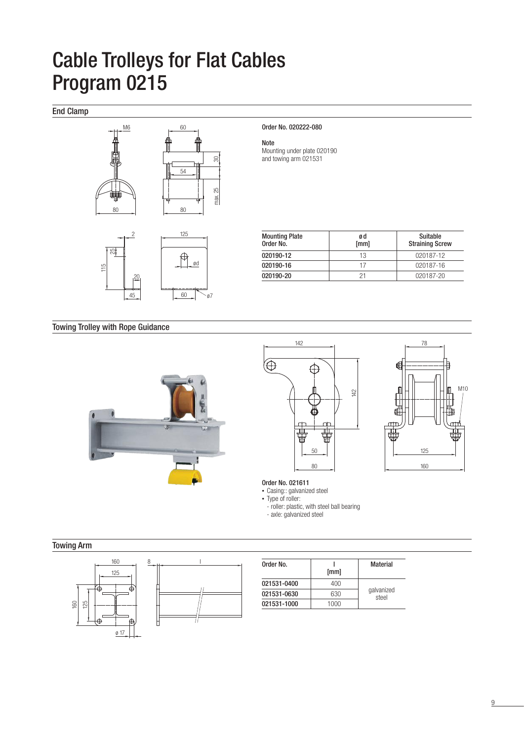# Cable Trolleys for Flat Cables
# Program 0215

## End Clamp

Order No. 020222-080

**Note**
Mounting under plate 020190
and towing arm 021531

| Mounting Plate Order No. | ø d [mm] | Suitable Straining Screw |
|---|---|---|
| 020190-12 | 13 | 020187-12 |
| 020190-16 | 17 | 020187-16 |
| 020190-20 | 21 | 020187-20 |

## Towing Trolley with Rope Guidance

**Order No. 021611**

- Casing:: galvanized steel
- Type of roller:
  - roller: plastic, with steel ball bearing
  - axle: galvanized steel

## Towing Arm

| Order No. | l [mm] | Material |
|---|---|---|
| 021531-0400 | 400 | galvanized steel |
| 021531-0630 | 630 | |
| 021531-1000 | 1000 | |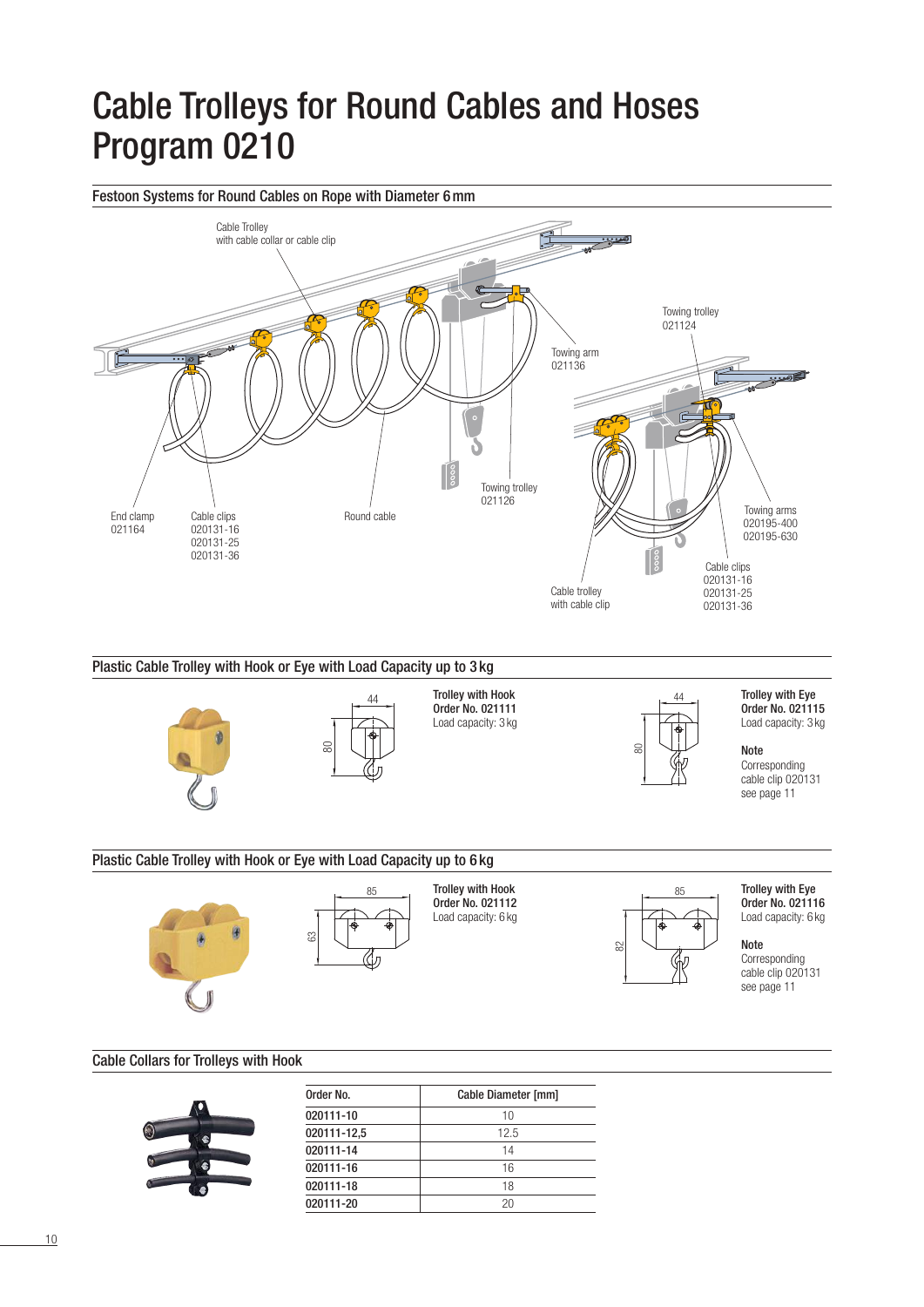# Cable Trolleys for Round Cables and Hoses Program 0210

## Festoon Systems for Round Cables on Rope with Diameter 6 mm

Cable Trolley with cable collar or cable clip

Towing trolley 021124

Towing arm 021136

Towing trolley 021126

End clamp 021164

Cable clips 020131-16 020131-25 020131-36

Round cable

Towing arms 020195-400 020195-630

Cable clips 020131-16 020131-25 020131-36

Cable trolley with cable clip

## Plastic Cable Trolley with Hook or Eye with Load Capacity up to 3 kg

44

80

**Trolley with Hook**
**Order No. 021111**
Load capacity: 3 kg

44

80

**Trolley with Eye**
**Order No. 021115**
Load capacity: 3 kg

**Note**
Corresponding cable clip 020131 see page 11

## Plastic Cable Trolley with Hook or Eye with Load Capacity up to 6 kg

85

63

**Trolley with Hook**
**Order No. 021112**
Load capacity: 6 kg

85

82

**Trolley with Eye**
**Order No. 021116**
Load capacity: 6 kg

**Note**
Corresponding cable clip 020131 see page 11

## Cable Collars for Trolleys with Hook

| Order No. | Cable Diameter [mm] |
|---|---|
| 020111-10 | 10 |
| 020111-12,5 | 12.5 |
| 020111-14 | 14 |
| 020111-16 | 16 |
| 020111-18 | 18 |
| 020111-20 | 20 |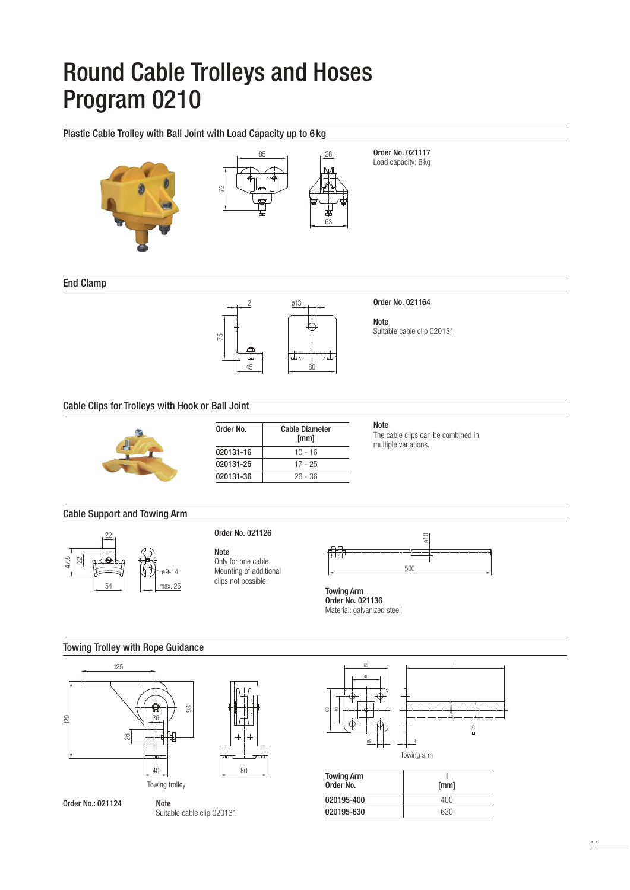# Round Cable Trolleys and Hoses Program 0210

## Plastic Cable Trolley with Ball Joint with Load Capacity up to 6 kg

**Order No. 021117**
Load capacity: 6 kg

## End Clamp

**Order No. 021164**

**Note**
Suitable cable clip 020131

## Cable Clips for Trolleys with Hook or Ball Joint

| Order No. | Cable Diameter [mm] |
|---|---|
| 020131-16 | 10 - 16 |
| 020131-25 | 17 - 25 |
| 020131-36 | 26 - 36 |

**Note**
The cable clips can be combined in multiple variations.

## Cable Support and Towing Arm

**Order No. 021126**

**Note**
Only for one cable.
Mounting of additional clips not possible.

**Towing Arm**
**Order No. 021136**
Material: galvanized steel

## Towing Trolley with Rope Guidance

Towing trolley

Towing arm

**Order No.: 021124**

**Note**
Suitable cable clip 020131

| Towing Arm Order No. | l [mm] |
|---|---|
| 020195-400 | 400 |
| 020195-630 | 630 |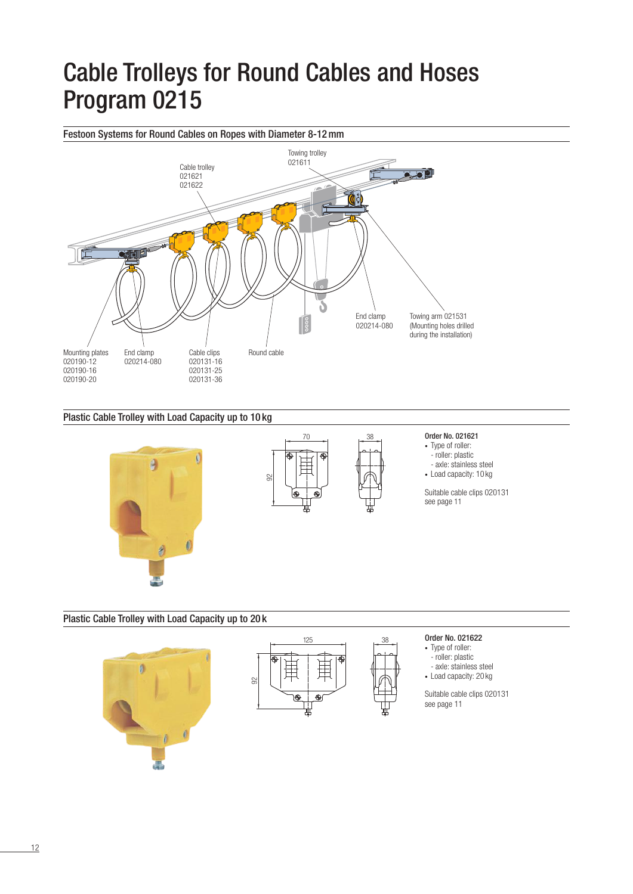# Cable Trolleys for Round Cables and Hoses Program 0215

## Festoon Systems for Round Cables on Ropes with Diameter 8-12 mm

Cable trolley
021621
021622

Towing trolley
021611

End clamp
020214-080

Towing arm 021531
(Mounting holes drilled during the installation)

Mounting plates
020190-12
020190-16
020190-20

End clamp
020214-080

Cable clips
020131-16
020131-25
020131-36

Round cable

## Plastic Cable Trolley with Load Capacity up to 10 kg

70

38

92

**Order No. 021621**

- Type of roller:
  - roller: plastic
  - axle: stainless steel
- Load capacity: 10 kg

Suitable cable clips 020131
see page 11

## Plastic Cable Trolley with Load Capacity up to 20 k

125

38

92

**Order No. 021622**

- Type of roller:
  - roller: plastic
  - axle: stainless steel
- Load capacity: 20 kg

Suitable cable clips 020131
see page 11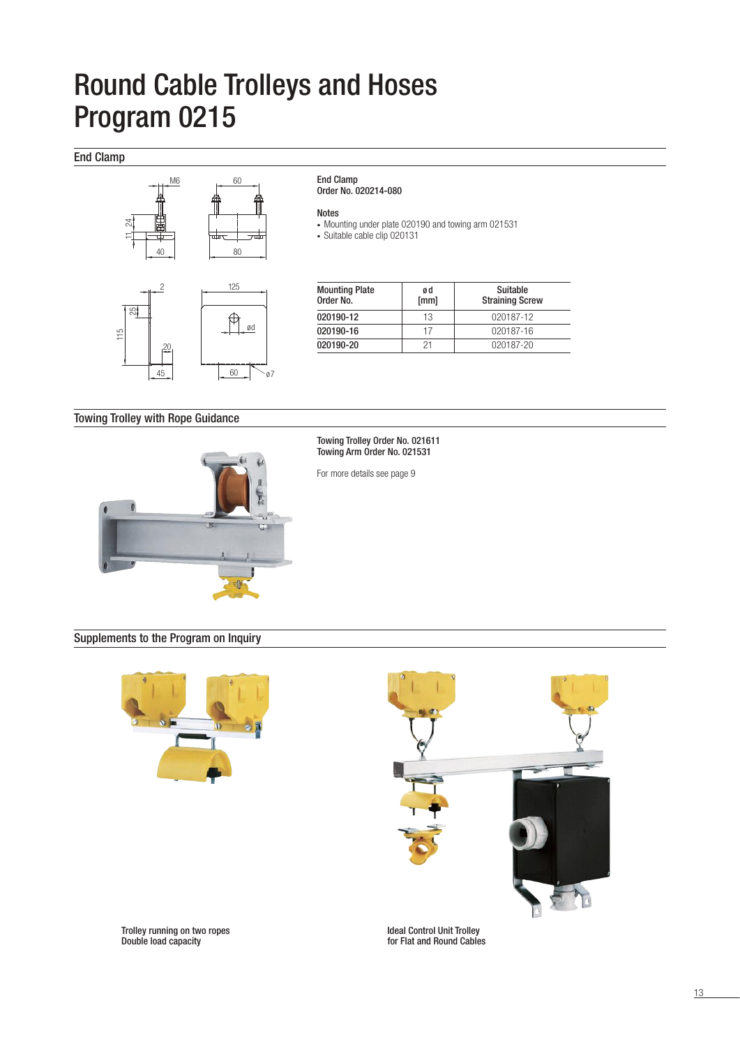# Round Cable Trolleys and Hoses Program 0215

## End Clamp

End Clamp
Order No. 020214-080

Notes
- Mounting under plate 020190 and towing arm 021531
- Suitable cable clip 020131

| Mounting Plate Order No. | ø d [mm] | Suitable Straining Screw |
|---|---|---|
| 020190-12 | 13 | 020187-12 |
| 020190-16 | 17 | 020187-16 |
| 020190-20 | 21 | 020187-20 |

## Towing Trolley with Rope Guidance

Towing Trolley Order No. 021611
Towing Arm Order No. 021531

For more details see page 9

## Supplements to the Program on Inquiry

Trolley running on two ropes
Double load capacity

Ideal Control Unit Trolley
for Flat and Round Cables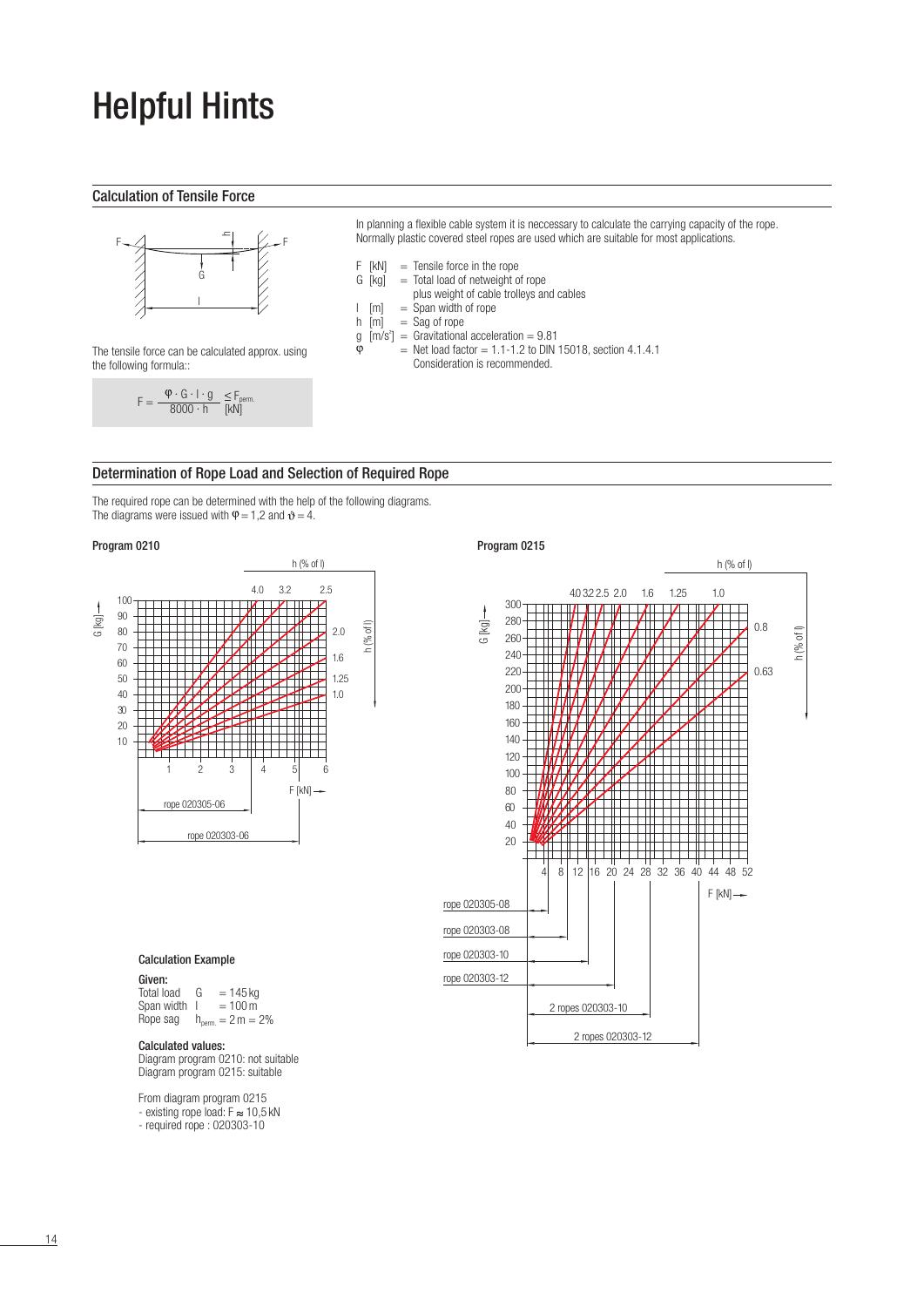# Helpful Hints

## Calculation of Tensile Force

The tensile force can be calculated approx. using the following formula::

$$F = \frac{\varphi \cdot G \cdot l \cdot g}{8000 \cdot h} \leq \underset{[kN]}{F_{perm.}}$$

In planning a flexible cable system it is neccessary to calculate the carrying capacity of the rope. Normally plastic covered steel ropes are used which are suitable for most applications.

- F [kN] = Tensile force in the rope
- G [kg] = Total load of netweight of rope plus weight of cable trolleys and cables
- l [m] = Span width of rope
- h [m] = Sag of rope
- g [m/s²] = Gravitational acceleration = 9.81
- $\varphi$ = Net load factor = 1.1-1.2 to DIN 15018, section 4.1.4.1 Consideration is recommended.

## Determination of Rope Load and Selection of Required Rope

The required rope can be determined with the help of the following diagrams.
The diagrams were issued with $\varphi = 1{,}2$ and $\vartheta = 4$.

**Program 0210**

**Program 0215**

### Calculation Example

**Given:**

Total load G = 145 kg
Span width l = 100 m
Rope sag $h_{perm.}$ = 2 m = 2%

**Calculated values:**

Diagram program 0210: not suitable
Diagram program 0215: suitable

From diagram program 0215
- existing rope load: F ≈ 10,5 kN
- required rope : 020303-10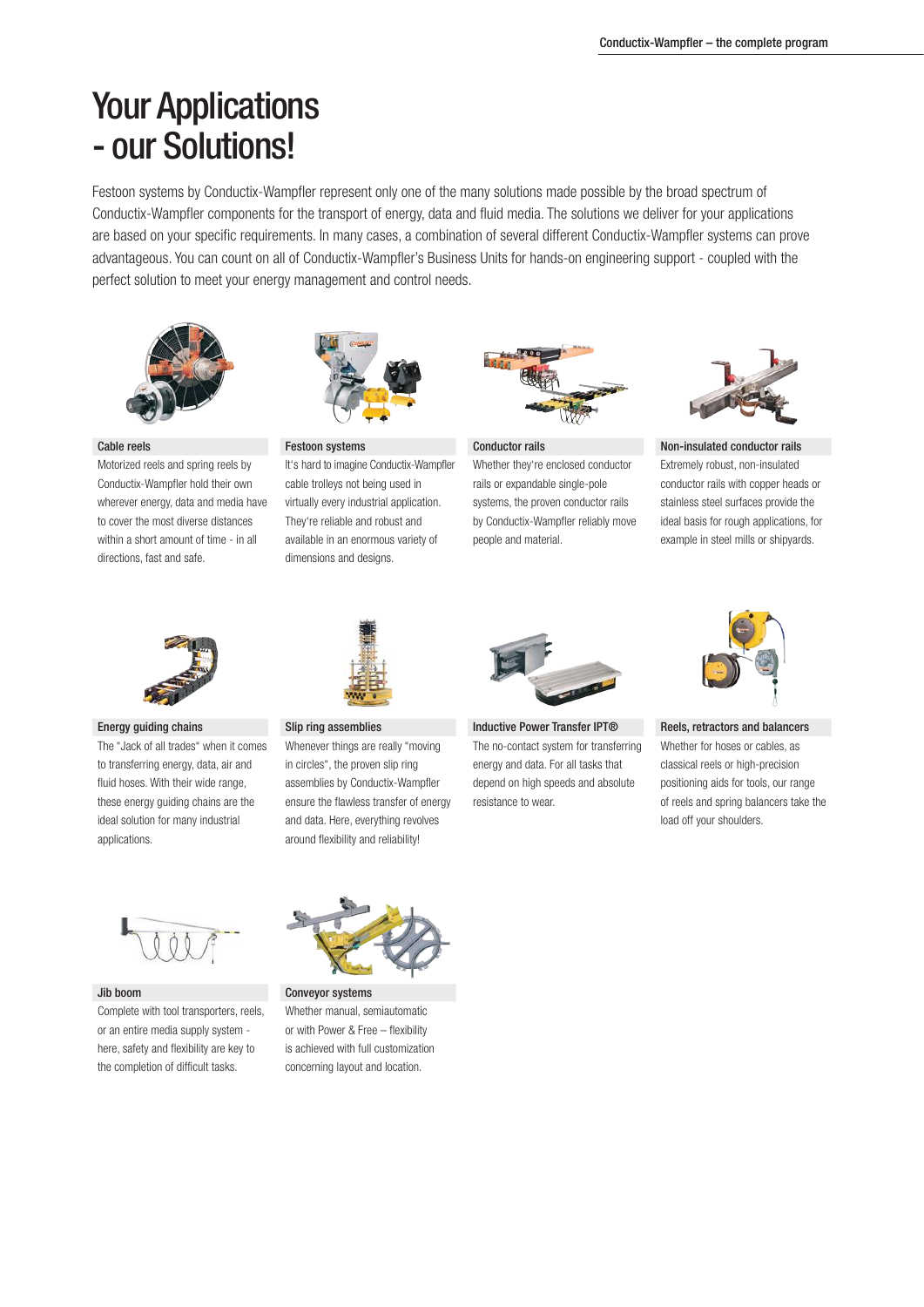# Your Applications - our Solutions!

Festoon systems by Conductix-Wampfler represent only one of the many solutions made possible by the broad spectrum of Conductix-Wampfler components for the transport of energy, data and fluid media. The solutions we deliver for your applications are based on your specific requirements. In many cases, a combination of several different Conductix-Wampfler systems can prove advantageous. You can count on all of Conductix-Wampfler's Business Units for hands-on engineering support - coupled with the perfect solution to meet your energy management and control needs.

### Cable reels

Motorized reels and spring reels by Conductix-Wampfler hold their own wherever energy, data and media have to cover the most diverse distances within a short amount of time - in all directions, fast and safe.

### Festoon systems

It's hard to imagine Conductix-Wampfler cable trolleys not being used in virtually every industrial application. They're reliable and robust and available in an enormous variety of dimensions and designs.

### Conductor rails

Whether they're enclosed conductor rails or expandable single-pole systems, the proven conductor rails by Conductix-Wampfler reliably move people and material.

### Non-insulated conductor rails

Extremely robust, non-insulated conductor rails with copper heads or stainless steel surfaces provide the ideal basis for rough applications, for example in steel mills or shipyards.

### Energy guiding chains

The "Jack of all trades" when it comes to transferring energy, data, air and fluid hoses. With their wide range, these energy guiding chains are the ideal solution for many industrial applications.

### Slip ring assemblies

Whenever things are really "moving in circles", the proven slip ring assemblies by Conductix-Wampfler ensure the flawless transfer of energy and data. Here, everything revolves around flexibility and reliability!

### Inductive Power Transfer IPT®

The no-contact system for transferring energy and data. For all tasks that depend on high speeds and absolute resistance to wear.

### Reels, retractors and balancers

Whether for hoses or cables, as classical reels or high-precision positioning aids for tools, our range of reels and spring balancers take the load off your shoulders.

### Jib boom

Complete with tool transporters, reels, or an entire media supply system - here, safety and flexibility are key to the completion of difficult tasks.

### Conveyor systems

Whether manual, semiautomatic or with Power & Free – flexibility is achieved with full customization concerning layout and location.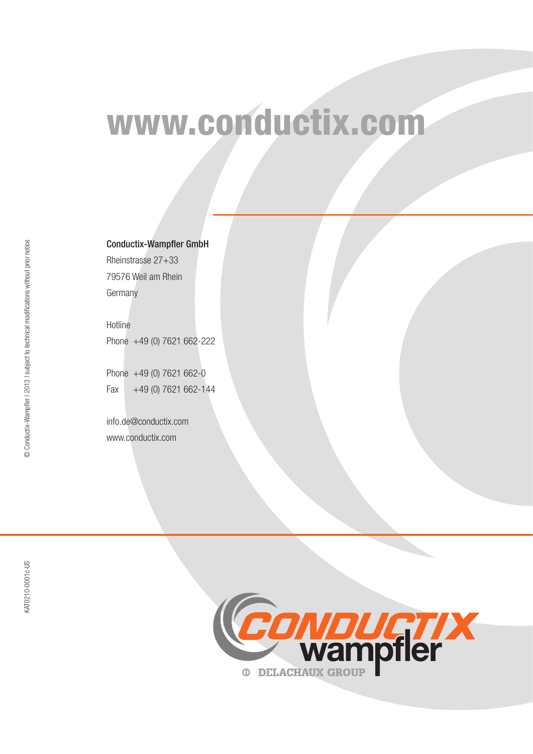# www.conductix.com

**Conductix-Wampfler GmbH**
Rheinstrasse 27+33
79576 Weil am Rhein
Germany

Hotline
Phone +49 (0) 7621 662-222

Phone +49 (0) 7621 662-0
Fax +49 (0) 7621 662-144

info.de@conductix.com
www.conductix.com

© Conductix-Wampfler | 2013 | subject to technical modifications without prior notice

KAT0210-0001c-US

CONDUCTIX wampfler
DELACHAUX GROUP